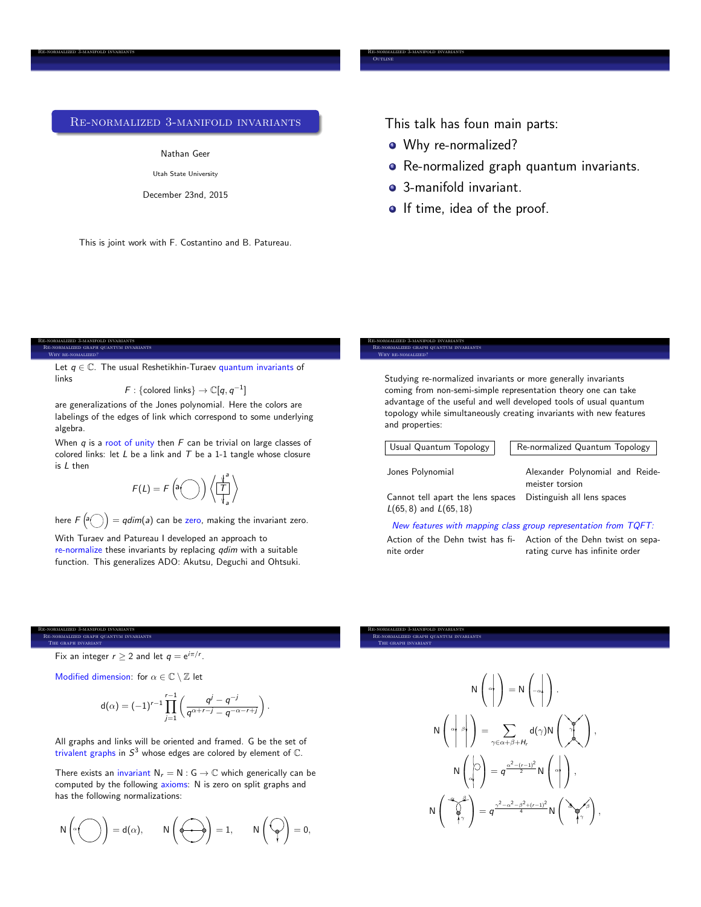# Re-normalized 3-manifold invariants

Nathan Geer

Utah State University

December 23nd, 2015

This is joint work with F. Costantino and B. Patureau.

---

This talk has foun main parts:

1. Why re-normalized?
2. Re-normalized graph quantum invariants.
3. 3-manifold invariant.
4. If time, idea of the proof.

---

Let $q \in \mathbb{C}$. The usual Reshetikhin-Turaev quantum invariants of links

$$F : \{\text{colored links}\} \to \mathbb{C}[q, q^{-1}]$$

are generalizations of the Jones polynomial. Here the colors are labelings of the edges of link which correspond to some underlying algebra.

When $q$ is a root of unity then $F$ can be trivial on large classes of colored links: let $L$ be a link and $T$ be a 1-1 tangle whose closure is $L$ then

$$F(L) = F\left(a\bigcirc\right)\left\langle \boxed{T}_{a}^{a} \right\rangle$$

here $F\left(a\bigcirc\right) = qdim(a)$ can be zero, making the invariant zero.

With Turaev and Patureau I developed an approach to re-normalize these invariants by replacing $qdim$ with a suitable function. This generalizes ADO: Akutsu, Deguchi and Ohtsuki.

---

Studying re-normalized invariants or more generally invariants coming from non-semi-simple representation theory one can take advantage of the useful and well developed tools of usual quantum topology while simultaneously creating invariants with new features and properties:

| Usual Quantum Topology | Re-normalized Quantum Topology |
|---|---|
| Jones Polynomial | Alexander Polynomial and Reidemeister torsion |
| Cannot tell apart the lens spaces $L(65, 8)$ and $L(65, 18)$ | Distinguish all lens spaces |
| *New features with mapping class group representation from TQFT:* | |
| Action of the Dehn twist has finite order | Action of the Dehn twist on separating curve has infinite order |

---

Fix an integer $r \geq 2$ and let $q = e^{i\pi/r}$.

Modified dimension: for $\alpha \in \mathbb{C} \setminus \mathbb{Z}$ let

$$d(\alpha) = (-1)^{r-1} \prod_{j=1}^{r-1} \left( \frac{q^j - q^{-j}}{q^{\alpha+r-j} - q^{-\alpha-r+j}} \right).$$

All graphs and links will be oriented and framed. G be the set of trivalent graphs in $S^3$ whose edges are colored by element of $\mathbb{C}$.

There exists an invariant $N_r = N : G \to \mathbb{C}$ which generically can be computed by the following axioms: N is zero on split graphs and has the following normalizations:

$$N\left(\alpha\bigcirc\right) = d(\alpha), \qquad N\left(\ominus\right) = 1, \qquad N\left(\text{loop graph}\right) = 0,$$

---

$$N\left(\alpha\uparrow\right) = N\left(-\alpha\downarrow\right).$$

$$N\left(\alpha\uparrow \ \beta\uparrow\right) = \sum_{\gamma \in \alpha+\beta+H_r} d(\gamma) N\left(\gamma\right),$$

$$N\left(\alpha \text{ with kink}\right) = q^{\frac{\alpha^2-(r-1)^2}{2}} N\left(\alpha\uparrow\right),$$

$$N\left(\text{twisted vertex } \alpha,\beta,\gamma\right) = q^{\frac{\gamma^2-\alpha^2-\beta^2+(r-1)^2}{4}} N\left(\text{vertex } \alpha,\beta,\gamma\right),$$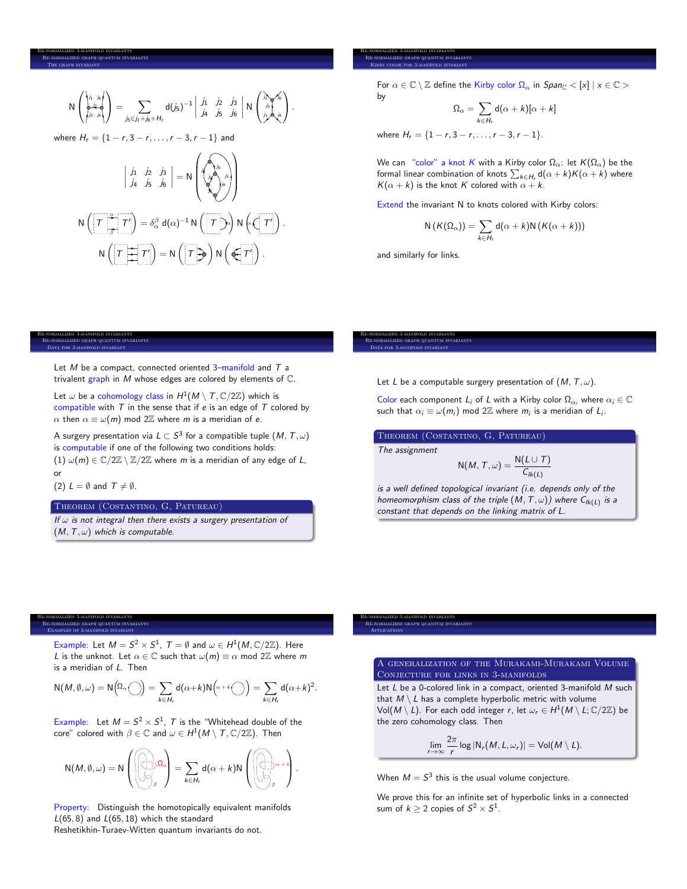$$\mathrm{N}\left(\text{graph}\right) = \sum_{j_5 \in j_1 + j_6 + H_r} \mathrm{d}(j_5)^{-1} \begin{vmatrix} j_1 & j_2 & j_3 \\ j_4 & j_5 & j_6 \end{vmatrix} \mathrm{N}\left(\text{graph}\right).$$

where $H_r = \{1-r, 3-r, \ldots, r-3, r-1\}$ and

$$\begin{vmatrix} j_1 & j_2 & j_3 \\ j_4 & j_5 & j_6 \end{vmatrix} = \mathrm{N}\left(\text{graph}\right)$$

$$\mathrm{N}\left(T \; T'\right) = \delta_\alpha^\beta \, \mathrm{d}(\alpha)^{-1} \, \mathrm{N}\left(T\right) \mathrm{N}\left(T'\right).$$

$$\mathrm{N}\left(T \; T'\right) = \mathrm{N}\left(T\right) \mathrm{N}\left(T'\right).$$

For $\alpha \in \mathbb{C} \setminus \mathbb{Z}$ define the Kirby color $\Omega_\alpha$ in $Span_{\mathbb{C}} < [x] \mid x \in \mathbb{C} >$ by

$$\Omega_\alpha = \sum_{k \in H_r} \mathrm{d}(\alpha + k)[\alpha + k]$$

where $H_r = \{1-r, 3-r, \ldots, r-3, r-1\}$.

We can "color" a knot $K$ with a Kirby color $\Omega_\alpha$: let $K(\Omega_\alpha)$ be the formal linear combination of knots $\sum_{k \in H_r} \mathrm{d}(\alpha + k) K(\alpha + k)$ where $K(\alpha + k)$ is the knot $K$ colored with $\alpha + k$.

Extend the invariant N to knots colored with Kirby colors:

$$\mathrm{N}\left(K(\Omega_\alpha)\right) = \sum_{k \in H_r} \mathrm{d}(\alpha + k) \mathrm{N}\left(K(\alpha + k)\right)$$

and similarly for links.

Let $M$ be a compact, connected oriented 3–manifold and $T$ a trivalent graph in $M$ whose edges are colored by elements of $\mathbb{C}$.

Let $\omega$ be a cohomology class in $H^1(M \setminus T, \mathbb{C}/2\mathbb{Z})$ which is compatible with $T$ in the sense that if $e$ is an edge of $T$ colored by $\alpha$ then $\alpha \equiv \omega(m) \mod 2\mathbb{Z}$ where $m$ is a meridian of $e$.

A surgery presentation via $L \subset S^3$ for a compatible tuple $(M, T, \omega)$ is computable if one of the following two conditions holds:
(1) $\omega(m) \in \mathbb{C}/2\mathbb{Z} \setminus \mathbb{Z}/2\mathbb{Z}$ where $m$ is a meridian of any edge of $L$, or
(2) $L = \emptyset$ and $T \neq \emptyset$.

**Theorem (Costantino, G, Patureau)**

*If $\omega$ is not integral then there exists a surgery presentation of $(M, T, \omega)$ which is computable.*

Let $L$ be a computable surgery presentation of $(M, T, \omega)$.

Color each component $L_i$ of $L$ with a Kirby color $\Omega_{\alpha_i}$ where $\alpha_i \in \mathbb{C}$ such that $\alpha_i \equiv \omega(m_i) \mod 2\mathbb{Z}$ where $m_i$ is a meridian of $L_i$.

**Theorem (Costantino, G, Patureau)**

*The assignment*

$$\mathrm{N}(M, T, \omega) = \frac{\mathrm{N}(L \cup T)}{C_{lk(L)}}$$

*is a well defined topological invariant (i.e. depends only of the homeomorphism class of the triple $(M, T, \omega)$) where $C_{lk(L)}$ is a constant that depends on the linking matrix of $L$.*

Example: Let $M = S^2 \times S^1$, $T = \emptyset$ and $\omega \in H^1(M, \mathbb{C}/2\mathbb{Z})$. Here $L$ is the unknot. Let $\alpha \in \mathbb{C}$ such that $\omega(m) \equiv \alpha \mod 2\mathbb{Z}$ where $m$ is a meridian of $L$. Then

$$\mathrm{N}(M, \emptyset, \omega) = \mathrm{N}\left(\Omega_\alpha \bigcirc\right) = \sum_{k \in H_r} \mathrm{d}(\alpha + k) \mathrm{N}\left(\alpha + k \bigcirc\right) = \sum_{k \in H_r} \mathrm{d}(\alpha + k)^2.$$

Example: Let $M = S^2 \times S^1$, $T$ is the "Whitehead double of the core" colored with $\beta \in \mathbb{C}$ and $\omega \in H^1(M \setminus T, \mathbb{C}/2\mathbb{Z})$. Then

$$\mathrm{N}(M, \emptyset, \omega) = \mathrm{N}\left(\text{link}_{\Omega_\alpha, \beta}\right) = \sum_{k \in H_r} \mathrm{d}(\alpha + k) \mathrm{N}\left(\text{link}_{\alpha + k, \beta}\right).$$

Property: Distinguish the homotopically equivalent manifolds $L(65, 8)$ and $L(65, 18)$ which the standard Reshetikhin-Turaev-Witten quantum invariants do not.

**A generalization of the Murakami-Murakami Volume Conjecture for links in 3-manifolds**

Let $L$ be a 0-colored link in a compact, oriented 3-manifold $M$ such that $M \setminus L$ has a complete hyperbolic metric with volume $\mathrm{Vol}(M \setminus L)$. For each odd integer $r$, let $\omega_r \in H^1(M \setminus L; \mathbb{C}/2\mathbb{Z})$ be the zero cohomology class. Then

$$\lim_{r \to \infty} \frac{2\pi}{r} \log |\mathrm{N}_r(M, L, \omega_r)| = \mathrm{Vol}(M \setminus L).$$

When $M = S^3$ this is the usual volume conjecture.

We prove this for an infinite set of hyperbolic links in a connected sum of $k \geq 2$ copies of $S^2 \times S^1$.